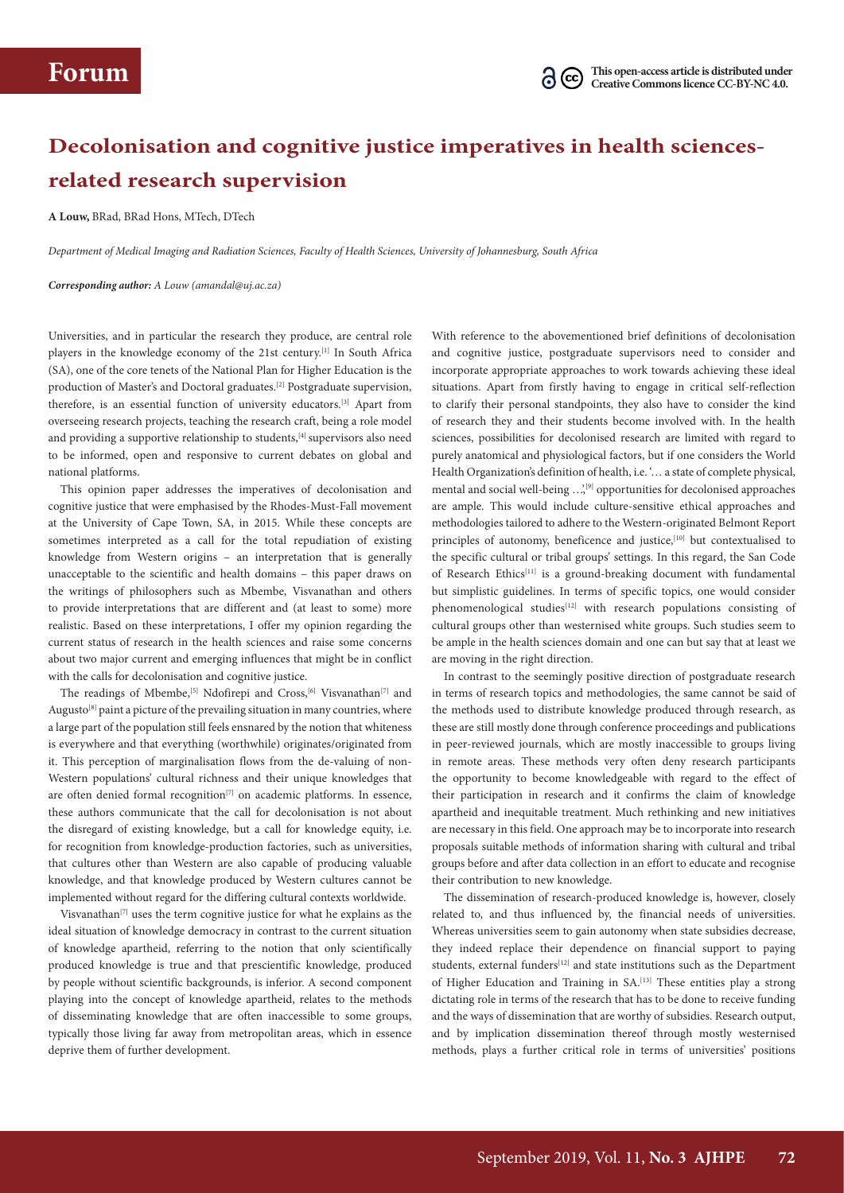Forum

This open-access article is distributed under Creative Commons licence CC-BY-NC 4.0.

# Decolonisation and cognitive justice imperatives in health sciences-related research supervision

**A Louw,** BRad, BRad Hons, MTech, DTech

*Department of Medical Imaging and Radiation Sciences, Faculty of Health Sciences, University of Johannesburg, South Africa*

***Corresponding author:** A Louw (amandal@uj.ac.za)*

Universities, and in particular the research they produce, are central role players in the knowledge economy of the 21st century.[1] In South Africa (SA), one of the core tenets of the National Plan for Higher Education is the production of Master's and Doctoral graduates.[2] Postgraduate supervision, therefore, is an essential function of university educators.[3] Apart from overseeing research projects, teaching the research craft, being a role model and providing a supportive relationship to students,[4] supervisors also need to be informed, open and responsive to current debates on global and national platforms.

This opinion paper addresses the imperatives of decolonisation and cognitive justice that were emphasised by the Rhodes-Must-Fall movement at the University of Cape Town, SA, in 2015. While these concepts are sometimes interpreted as a call for the total repudiation of existing knowledge from Western origins – an interpretation that is generally unacceptable to the scientific and health domains – this paper draws on the writings of philosophers such as Mbembe, Visvanathan and others to provide interpretations that are different and (at least to some) more realistic. Based on these interpretations, I offer my opinion regarding the current status of research in the health sciences and raise some concerns about two major current and emerging influences that might be in conflict with the calls for decolonisation and cognitive justice.

The readings of Mbembe,[5] Ndofirepi and Cross,[6] Visvanathan[7] and Augusto[8] paint a picture of the prevailing situation in many countries, where a large part of the population still feels ensnared by the notion that whiteness is everywhere and that everything (worthwhile) originates/originated from it. This perception of marginalisation flows from the de-valuing of non-Western populations' cultural richness and their unique knowledges that are often denied formal recognition[7] on academic platforms. In essence, these authors communicate that the call for decolonisation is not about the disregard of existing knowledge, but a call for knowledge equity, i.e. for recognition from knowledge-production factories, such as universities, that cultures other than Western are also capable of producing valuable knowledge, and that knowledge produced by Western cultures cannot be implemented without regard for the differing cultural contexts worldwide.

Visvanathan[7] uses the term cognitive justice for what he explains as the ideal situation of knowledge democracy in contrast to the current situation of knowledge apartheid, referring to the notion that only scientifically produced knowledge is true and that prescientific knowledge, produced by people without scientific backgrounds, is inferior. A second component playing into the concept of knowledge apartheid, relates to the methods of disseminating knowledge that are often inaccessible to some groups, typically those living far away from metropolitan areas, which in essence deprive them of further development.

With reference to the abovementioned brief definitions of decolonisation and cognitive justice, postgraduate supervisors need to consider and incorporate appropriate approaches to work towards achieving these ideal situations. Apart from firstly having to engage in critical self-reflection to clarify their personal standpoints, they also have to consider the kind of research they and their students become involved with. In the health sciences, possibilities for decolonised research are limited with regard to purely anatomical and physiological factors, but if one considers the World Health Organization's definition of health, i.e. '… a state of complete physical, mental and social well-being …',[9] opportunities for decolonised approaches are ample. This would include culture-sensitive ethical approaches and methodologies tailored to adhere to the Western-originated Belmont Report principles of autonomy, beneficence and justice,[10] but contextualised to the specific cultural or tribal groups' settings. In this regard, the San Code of Research Ethics[11] is a ground-breaking document with fundamental but simplistic guidelines. In terms of specific topics, one would consider phenomenological studies[12] with research populations consisting of cultural groups other than westernised white groups. Such studies seem to be ample in the health sciences domain and one can but say that at least we are moving in the right direction.

In contrast to the seemingly positive direction of postgraduate research in terms of research topics and methodologies, the same cannot be said of the methods used to distribute knowledge produced through research, as these are still mostly done through conference proceedings and publications in peer-reviewed journals, which are mostly inaccessible to groups living in remote areas. These methods very often deny research participants the opportunity to become knowledgeable with regard to the effect of their participation in research and it confirms the claim of knowledge apartheid and inequitable treatment. Much rethinking and new initiatives are necessary in this field. One approach may be to incorporate into research proposals suitable methods of information sharing with cultural and tribal groups before and after data collection in an effort to educate and recognise their contribution to new knowledge.

The dissemination of research-produced knowledge is, however, closely related to, and thus influenced by, the financial needs of universities. Whereas universities seem to gain autonomy when state subsidies decrease, they indeed replace their dependence on financial support to paying students, external funders[12] and state institutions such as the Department of Higher Education and Training in SA.[13] These entities play a strong dictating role in terms of the research that has to be done to receive funding and the ways of dissemination that are worthy of subsidies. Research output, and by implication dissemination thereof through mostly westernised methods, plays a further critical role in terms of universities' positions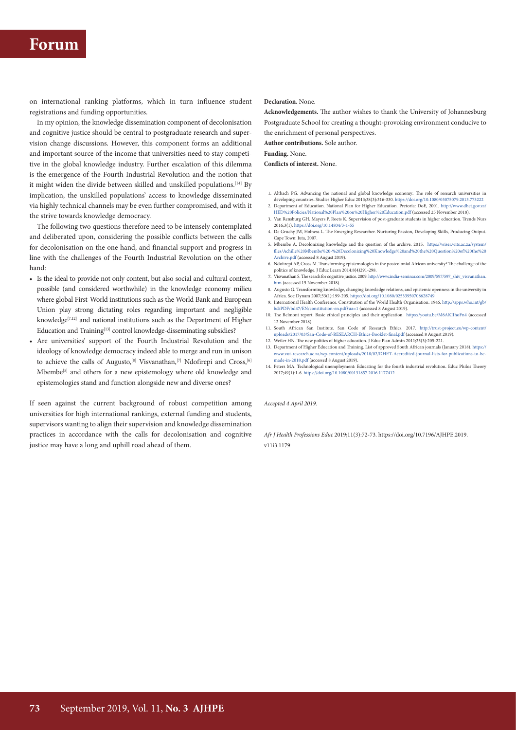on international ranking platforms, which in turn influence student registrations and funding opportunities.

In my opinion, the knowledge dissemination component of decolonisation and cognitive justice should be central to postgraduate research and supervision change discussions. However, this component forms an additional and important source of the income that universities need to stay competitive in the global knowledge industry. Further escalation of this dilemma is the emergence of the Fourth Industrial Revolution and the notion that it might widen the divide between skilled and unskilled populations.[14] By implication, the unskilled populations' access to knowledge disseminated via highly technical channels may be even further compromised, and with it the strive towards knowledge democracy.

The following two questions therefore need to be intensely contemplated and deliberated upon, considering the possible conflicts between the calls for decolonisation on the one hand, and financial support and progress in line with the challenges of the Fourth Industrial Revolution on the other hand:

- Is the ideal to provide not only content, but also social and cultural context, possible (and considered worthwhile) in the knowledge economy milieu where global First-World institutions such as the World Bank and European Union play strong dictating roles regarding important and negligible knowledge[7,12] and national institutions such as the Department of Higher Education and Training[13] control knowledge-disseminating subsidies?
- Are universities' support of the Fourth Industrial Revolution and the ideology of knowledge democracy indeed able to merge and run in unison to achieve the calls of Augusto,[8] Visvanathan,[7] Ndofirepi and Cross,[6] Mbembe[5] and others for a new epistemology where old knowledge and epistemologies stand and function alongside new and diverse ones?

If seen against the current background of robust competition among universities for high international rankings, external funding and students, supervisors wanting to align their supervision and knowledge dissemination practices in accordance with the calls for decolonisation and cognitive justice may have a long and uphill road ahead of them.

**Declaration.** None.

**Acknowledgements.** The author wishes to thank the University of Johannesburg Postgraduate School for creating a thought-provoking environment conducive to the enrichment of personal perspectives.

**Author contributions.** Sole author.

**Funding.** None.

**Conflicts of interest.** None.

1. Altbach PG. Advancing the national and global knowledge economy: The role of research universities in developing countries. Studies Higher Educ 2013;38(3):316-330. https://doi.org/10.1080/03075079.2013.773222
2. Department of Education. National Plan for Higher Education. Pretoria: DoE, 2001. http://www.dhet.gov.za/HED%20Policies/National%20Plan%20on%20Higher%20Education.pdf (accessed 25 November 2018).
3. Van Rensburg GH, Mayers P, Roets K. Supervision of post-graduate students in higher education. Trends Nurs 2016;3(1). https://doi.org/10.14804/3-1-55
4. De Gruchy JW, Holness L. The Emerging Researcher. Nurturing Passion, Developing Skills, Producing Output. Cape Town: Juta, 2007.
5. Mbembe A. Decolonizing knowledge and the question of the archive. 2015. https://wiser.wits.ac.za/system/files/Achille%20Mbembe%20-%20Decolonizing%20Knowledge%20and%20the%20Question%20of%20the%20Archive.pdf (accessed 8 August 2019).
6. Ndofirepi AP, Cross M. Transforming epistemologies in the postcolonial African university? The challenge of the politics of knowledge. J Educ Learn 2014;8(4)291-298.
7. Visvanathan S. The search for cognitive justice. 2009. http://www.india-seminar.com/2009/597/597_shiv_visvanathan.htm (accessed 15 November 2018).
8. Augusto G. Transforming knowledge, changing knowledge relations, and epistemic openness in the university in Africa. Soc Dynam 2007;33(1):199-205. https://doi.org/10.1080/02533950708628749
9. International Health Conference. Constitution of the World Health Organisation. 1946. http://apps.who.int/gb/bd/PDF/bd47/EN/constitution-en.pdf?ua=1 (accessed 8 August 2019).
10. The Belmont report. Basic ethical principles and their application. https://youtu.be/M6AKIlhoFn4 (accessed 12 November 2018).
11. South African San Institute. San Code of Research Ethics. 2017. http://trust-project.eu/wp-content/uploads/2017/03/San-Code-of-RESEARCH-Ethics-Booklet-final.pdf (accessed 8 August 2019).
12. Weiler HN. The new politics of higher education. J Educ Plan Admin 2011;25(3):205-221.
13. Department of Higher Education and Training. List of approved South African journals (January 2018). https://www.vut-research.ac.za/wp-content/uploads/2018/02/DHET-Accredited-journal-lists-for-publications-to-be-made-in-2018.pdf (accessed 8 August 2019).
14. Peters MA. Technological unemployment: Educating for the fourth industrial revolution. Educ Philos Theory 2017;49(1):1-6. https://doi.org/10.1080/00131857.2016.1177412

*Accepted 4 April 2019.*

*Afr J Health Professions Educ* 2019;11(3):72-73. https://doi.org/10.7196/AJHPE.2019.v11i3.1179